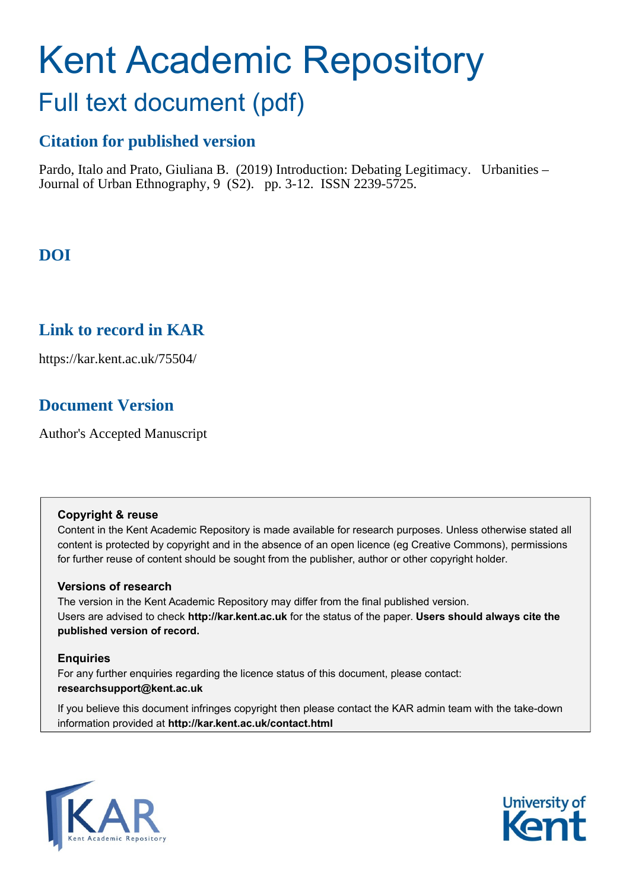# Kent Academic Repository

## Full text document (pdf)

### Citation for published version

Pardo, Italo and Prato, Giuliana B. (2019) Introduction: Debating Legitimacy. Urbanities – Journal of Urban Ethnography, 9 (S2). pp. 3-12. ISSN 2239-5725.

### DOI

### Link to record in KAR

https://kar.kent.ac.uk/75504/

### Document Version

Author's Accepted Manuscript

**Copyright & reuse**

Content in the Kent Academic Repository is made available for research purposes. Unless otherwise stated all content is protected by copyright and in the absence of an open licence (eg Creative Commons), permissions for further reuse of content should be sought from the publisher, author or other copyright holder.

**Versions of research**

The version in the Kent Academic Repository may differ from the final published version. Users are advised to check **http://kar.kent.ac.uk** for the status of the paper. **Users should always cite the published version of record.**

**Enquiries**

For any further enquiries regarding the licence status of this document, please contact: **researchsupport@kent.ac.uk**

If you believe this document infringes copyright then please contact the KAR admin team with the take-down information provided at **http://kar.kent.ac.uk/contact.html**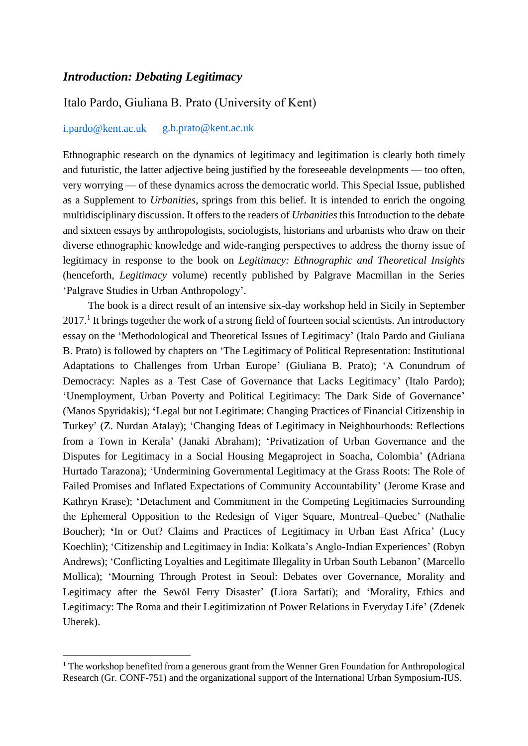## *Introduction: Debating Legitimacy*

Italo Pardo, Giuliana B. Prato (University of Kent)

i.pardo@kent.ac.uk g.b.prato@kent.ac.uk

Ethnographic research on the dynamics of legitimacy and legitimation is clearly both timely and futuristic, the latter adjective being justified by the foreseeable developments — too often, very worrying — of these dynamics across the democratic world. This Special Issue, published as a Supplement to *Urbanities*, springs from this belief. It is intended to enrich the ongoing multidisciplinary discussion. It offers to the readers of *Urbanities* this Introduction to the debate and sixteen essays by anthropologists, sociologists, historians and urbanists who draw on their diverse ethnographic knowledge and wide-ranging perspectives to address the thorny issue of legitimacy in response to the book on *Legitimacy: Ethnographic and Theoretical Insights* (henceforth, *Legitimacy* volume) recently published by Palgrave Macmillan in the Series 'Palgrave Studies in Urban Anthropology'.

The book is a direct result of an intensive six-day workshop held in Sicily in September 2017.[1] It brings together the work of a strong field of fourteen social scientists. An introductory essay on the 'Methodological and Theoretical Issues of Legitimacy' (Italo Pardo and Giuliana B. Prato) is followed by chapters on 'The Legitimacy of Political Representation: Institutional Adaptations to Challenges from Urban Europe' (Giuliana B. Prato); 'A Conundrum of Democracy: Naples as a Test Case of Governance that Lacks Legitimacy' (Italo Pardo); 'Unemployment, Urban Poverty and Political Legitimacy: The Dark Side of Governance' (Manos Spyridakis); 'Legal but not Legitimate: Changing Practices of Financial Citizenship in Turkey' (Z. Nurdan Atalay); 'Changing Ideas of Legitimacy in Neighbourhoods: Reflections from a Town in Kerala' (Janaki Abraham); 'Privatization of Urban Governance and the Disputes for Legitimacy in a Social Housing Megaproject in Soacha, Colombia' (Adriana Hurtado Tarazona); 'Undermining Governmental Legitimacy at the Grass Roots: The Role of Failed Promises and Inflated Expectations of Community Accountability' (Jerome Krase and Kathryn Krase); 'Detachment and Commitment in the Competing Legitimacies Surrounding the Ephemeral Opposition to the Redesign of Viger Square, Montreal–Quebec' (Nathalie Boucher); 'In or Out? Claims and Practices of Legitimacy in Urban East Africa' (Lucy Koechlin); 'Citizenship and Legitimacy in India: Kolkata's Anglo-Indian Experiences' (Robyn Andrews); 'Conflicting Loyalties and Legitimate Illegality in Urban South Lebanon' (Marcello Mollica); 'Mourning Through Protest in Seoul: Debates over Governance, Morality and Legitimacy after the Sewŏl Ferry Disaster' (Liora Sarfati); and 'Morality, Ethics and Legitimacy: The Roma and their Legitimization of Power Relations in Everyday Life' (Zdenek Uherek).

[1] The workshop benefited from a generous grant from the Wenner Gren Foundation for Anthropological Research (Gr. CONF-751) and the organizational support of the International Urban Symposium-IUS.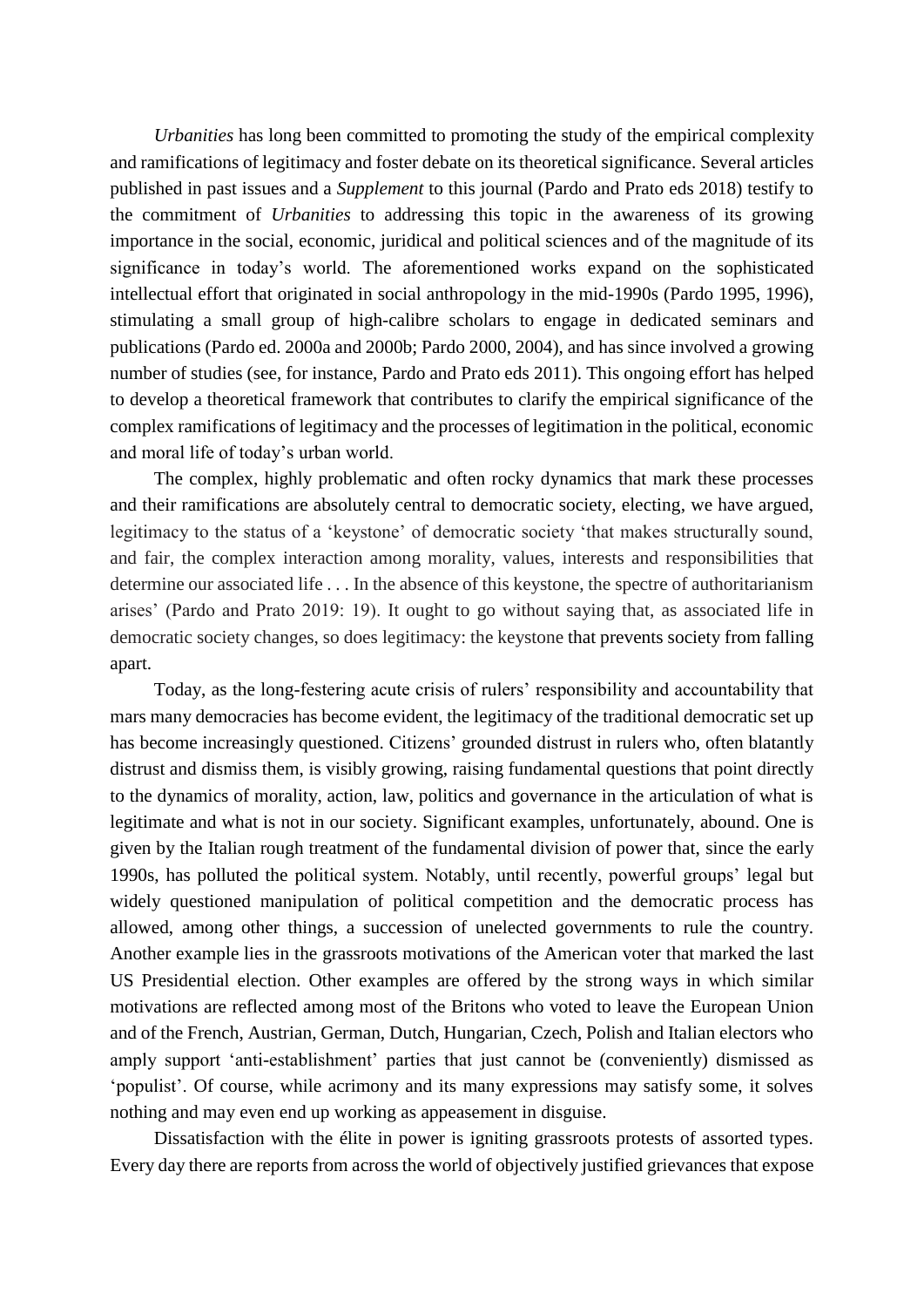*Urbanities* has long been committed to promoting the study of the empirical complexity and ramifications of legitimacy and foster debate on its theoretical significance. Several articles published in past issues and a *Supplement* to this journal (Pardo and Prato eds 2018) testify to the commitment of *Urbanities* to addressing this topic in the awareness of its growing importance in the social, economic, juridical and political sciences and of the magnitude of its significance in today's world. The aforementioned works expand on the sophisticated intellectual effort that originated in social anthropology in the mid-1990s (Pardo 1995, 1996), stimulating a small group of high-calibre scholars to engage in dedicated seminars and publications (Pardo ed. 2000a and 2000b; Pardo 2000, 2004), and has since involved a growing number of studies (see, for instance, Pardo and Prato eds 2011). This ongoing effort has helped to develop a theoretical framework that contributes to clarify the empirical significance of the complex ramifications of legitimacy and the processes of legitimation in the political, economic and moral life of today's urban world.

The complex, highly problematic and often rocky dynamics that mark these processes and their ramifications are absolutely central to democratic society, electing, we have argued, legitimacy to the status of a 'keystone' of democratic society 'that makes structurally sound, and fair, the complex interaction among morality, values, interests and responsibilities that determine our associated life . . . In the absence of this keystone, the spectre of authoritarianism arises' (Pardo and Prato 2019: 19). It ought to go without saying that, as associated life in democratic society changes, so does legitimacy: the keystone that prevents society from falling apart.

Today, as the long-festering acute crisis of rulers' responsibility and accountability that mars many democracies has become evident, the legitimacy of the traditional democratic set up has become increasingly questioned. Citizens' grounded distrust in rulers who, often blatantly distrust and dismiss them, is visibly growing, raising fundamental questions that point directly to the dynamics of morality, action, law, politics and governance in the articulation of what is legitimate and what is not in our society. Significant examples, unfortunately, abound. One is given by the Italian rough treatment of the fundamental division of power that, since the early 1990s, has polluted the political system. Notably, until recently, powerful groups' legal but widely questioned manipulation of political competition and the democratic process has allowed, among other things, a succession of unelected governments to rule the country. Another example lies in the grassroots motivations of the American voter that marked the last US Presidential election. Other examples are offered by the strong ways in which similar motivations are reflected among most of the Britons who voted to leave the European Union and of the French, Austrian, German, Dutch, Hungarian, Czech, Polish and Italian electors who amply support 'anti-establishment' parties that just cannot be (conveniently) dismissed as 'populist'. Of course, while acrimony and its many expressions may satisfy some, it solves nothing and may even end up working as appeasement in disguise.

Dissatisfaction with the élite in power is igniting grassroots protests of assorted types. Every day there are reports from across the world of objectively justified grievances that expose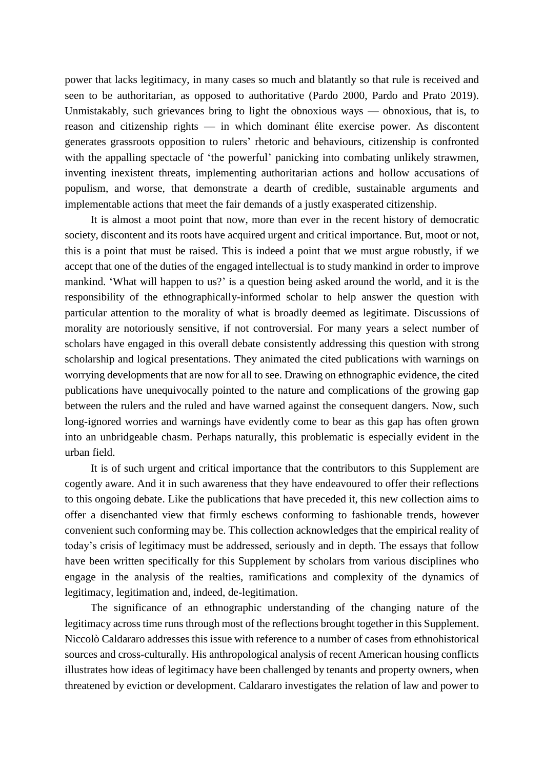power that lacks legitimacy, in many cases so much and blatantly so that rule is received and seen to be authoritarian, as opposed to authoritative (Pardo 2000, Pardo and Prato 2019). Unmistakably, such grievances bring to light the obnoxious ways — obnoxious, that is, to reason and citizenship rights — in which dominant élite exercise power. As discontent generates grassroots opposition to rulers' rhetoric and behaviours, citizenship is confronted with the appalling spectacle of 'the powerful' panicking into combating unlikely strawmen, inventing inexistent threats, implementing authoritarian actions and hollow accusations of populism, and worse, that demonstrate a dearth of credible, sustainable arguments and implementable actions that meet the fair demands of a justly exasperated citizenship.

It is almost a moot point that now, more than ever in the recent history of democratic society, discontent and its roots have acquired urgent and critical importance. But, moot or not, this is a point that must be raised. This is indeed a point that we must argue robustly, if we accept that one of the duties of the engaged intellectual is to study mankind in order to improve mankind. 'What will happen to us?' is a question being asked around the world, and it is the responsibility of the ethnographically-informed scholar to help answer the question with particular attention to the morality of what is broadly deemed as legitimate. Discussions of morality are notoriously sensitive, if not controversial. For many years a select number of scholars have engaged in this overall debate consistently addressing this question with strong scholarship and logical presentations. They animated the cited publications with warnings on worrying developments that are now for all to see. Drawing on ethnographic evidence, the cited publications have unequivocally pointed to the nature and complications of the growing gap between the rulers and the ruled and have warned against the consequent dangers. Now, such long-ignored worries and warnings have evidently come to bear as this gap has often grown into an unbridgeable chasm. Perhaps naturally, this problematic is especially evident in the urban field.

It is of such urgent and critical importance that the contributors to this Supplement are cogently aware. And it in such awareness that they have endeavoured to offer their reflections to this ongoing debate. Like the publications that have preceded it, this new collection aims to offer a disenchanted view that firmly eschews conforming to fashionable trends, however convenient such conforming may be. This collection acknowledges that the empirical reality of today's crisis of legitimacy must be addressed, seriously and in depth. The essays that follow have been written specifically for this Supplement by scholars from various disciplines who engage in the analysis of the realties, ramifications and complexity of the dynamics of legitimacy, legitimation and, indeed, de-legitimation.

The significance of an ethnographic understanding of the changing nature of the legitimacy across time runs through most of the reflections brought together in this Supplement. Niccolò Caldararo addresses this issue with reference to a number of cases from ethnohistorical sources and cross-culturally. His anthropological analysis of recent American housing conflicts illustrates how ideas of legitimacy have been challenged by tenants and property owners, when threatened by eviction or development. Caldararo investigates the relation of law and power to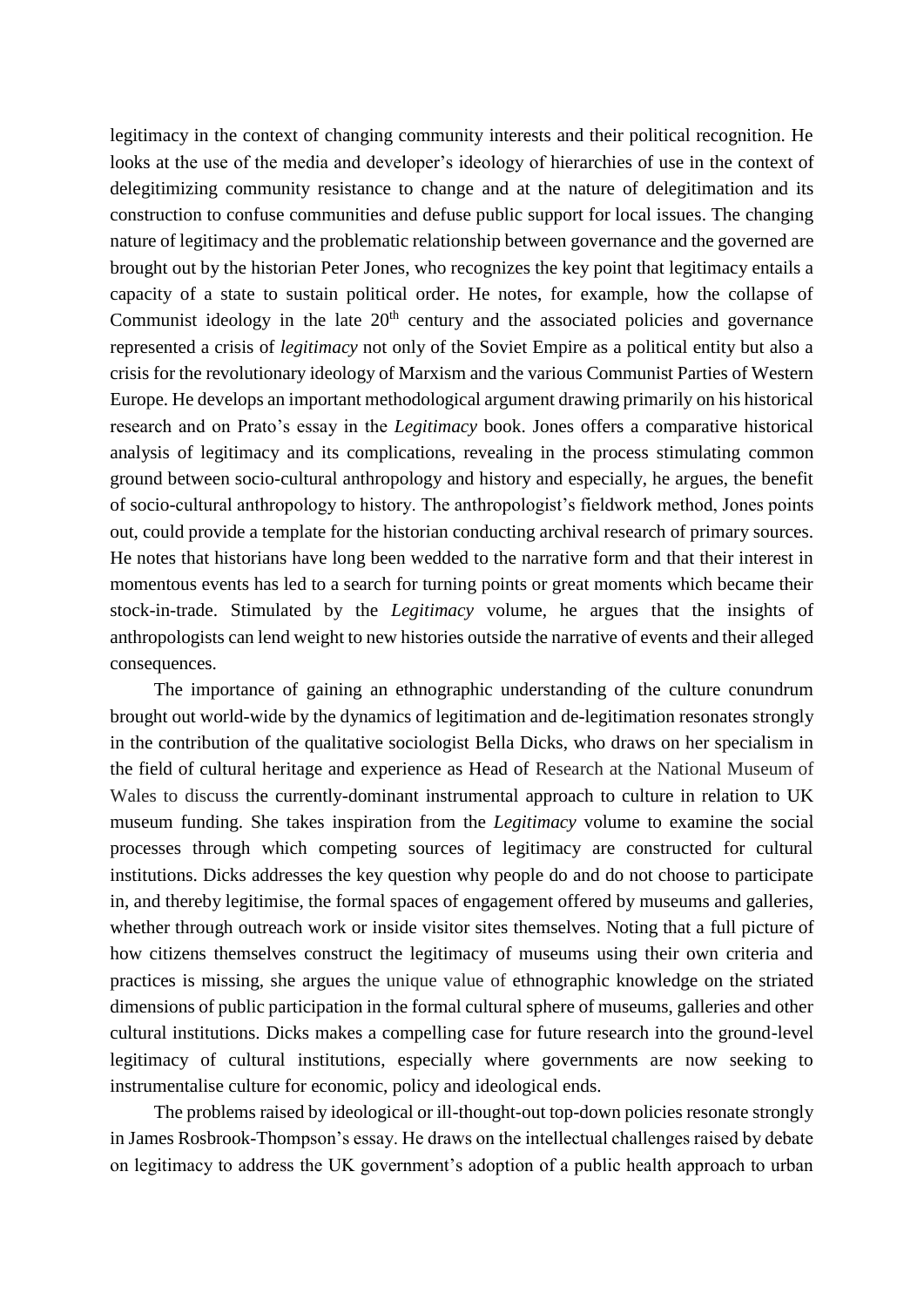legitimacy in the context of changing community interests and their political recognition. He looks at the use of the media and developer's ideology of hierarchies of use in the context of delegitimizing community resistance to change and at the nature of delegitimation and its construction to confuse communities and defuse public support for local issues. The changing nature of legitimacy and the problematic relationship between governance and the governed are brought out by the historian Peter Jones, who recognizes the key point that legitimacy entails a capacity of a state to sustain political order. He notes, for example, how the collapse of Communist ideology in the late 20th century and the associated policies and governance represented a crisis of *legitimacy* not only of the Soviet Empire as a political entity but also a crisis for the revolutionary ideology of Marxism and the various Communist Parties of Western Europe. He develops an important methodological argument drawing primarily on his historical research and on Prato's essay in the *Legitimacy* book. Jones offers a comparative historical analysis of legitimacy and its complications, revealing in the process stimulating common ground between socio-cultural anthropology and history and especially, he argues, the benefit of socio-cultural anthropology to history. The anthropologist's fieldwork method, Jones points out, could provide a template for the historian conducting archival research of primary sources. He notes that historians have long been wedded to the narrative form and that their interest in momentous events has led to a search for turning points or great moments which became their stock-in-trade. Stimulated by the *Legitimacy* volume, he argues that the insights of anthropologists can lend weight to new histories outside the narrative of events and their alleged consequences.

The importance of gaining an ethnographic understanding of the culture conundrum brought out world-wide by the dynamics of legitimation and de-legitimation resonates strongly in the contribution of the qualitative sociologist Bella Dicks, who draws on her specialism in the field of cultural heritage and experience as Head of Research at the National Museum of Wales to discuss the currently-dominant instrumental approach to culture in relation to UK museum funding. She takes inspiration from the *Legitimacy* volume to examine the social processes through which competing sources of legitimacy are constructed for cultural institutions. Dicks addresses the key question why people do and do not choose to participate in, and thereby legitimise, the formal spaces of engagement offered by museums and galleries, whether through outreach work or inside visitor sites themselves. Noting that a full picture of how citizens themselves construct the legitimacy of museums using their own criteria and practices is missing, she argues the unique value of ethnographic knowledge on the striated dimensions of public participation in the formal cultural sphere of museums, galleries and other cultural institutions. Dicks makes a compelling case for future research into the ground-level legitimacy of cultural institutions, especially where governments are now seeking to instrumentalise culture for economic, policy and ideological ends.

The problems raised by ideological or ill-thought-out top-down policies resonate strongly in James Rosbrook-Thompson's essay. He draws on the intellectual challenges raised by debate on legitimacy to address the UK government's adoption of a public health approach to urban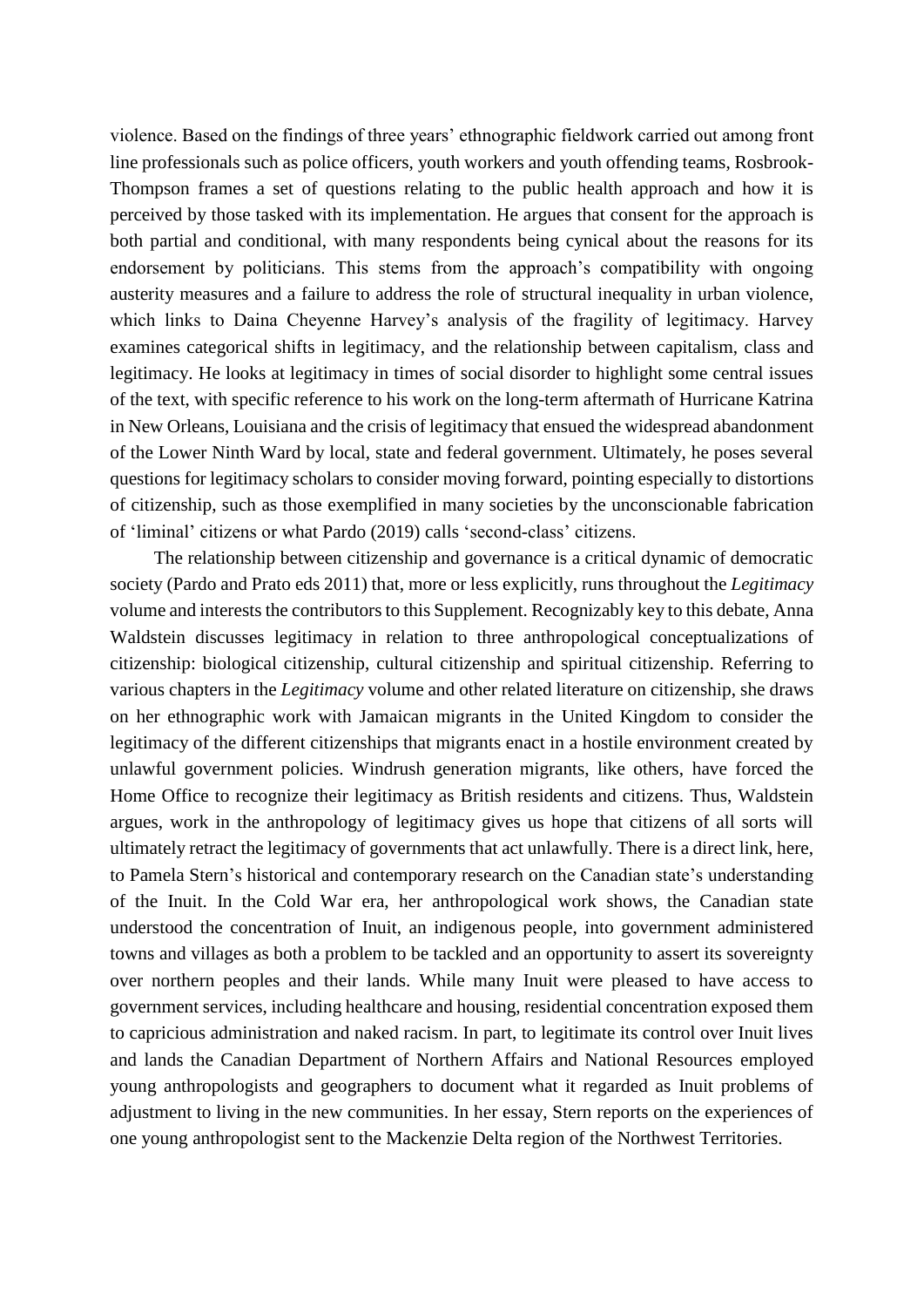violence. Based on the findings of three years' ethnographic fieldwork carried out among front line professionals such as police officers, youth workers and youth offending teams, Rosbrook-Thompson frames a set of questions relating to the public health approach and how it is perceived by those tasked with its implementation. He argues that consent for the approach is both partial and conditional, with many respondents being cynical about the reasons for its endorsement by politicians. This stems from the approach's compatibility with ongoing austerity measures and a failure to address the role of structural inequality in urban violence, which links to Daina Cheyenne Harvey's analysis of the fragility of legitimacy. Harvey examines categorical shifts in legitimacy, and the relationship between capitalism, class and legitimacy. He looks at legitimacy in times of social disorder to highlight some central issues of the text, with specific reference to his work on the long-term aftermath of Hurricane Katrina in New Orleans, Louisiana and the crisis of legitimacy that ensued the widespread abandonment of the Lower Ninth Ward by local, state and federal government. Ultimately, he poses several questions for legitimacy scholars to consider moving forward, pointing especially to distortions of citizenship, such as those exemplified in many societies by the unconscionable fabrication of 'liminal' citizens or what Pardo (2019) calls 'second-class' citizens.

The relationship between citizenship and governance is a critical dynamic of democratic society (Pardo and Prato eds 2011) that, more or less explicitly, runs throughout the *Legitimacy* volume and interests the contributors to this Supplement. Recognizably key to this debate, Anna Waldstein discusses legitimacy in relation to three anthropological conceptualizations of citizenship: biological citizenship, cultural citizenship and spiritual citizenship. Referring to various chapters in the *Legitimacy* volume and other related literature on citizenship, she draws on her ethnographic work with Jamaican migrants in the United Kingdom to consider the legitimacy of the different citizenships that migrants enact in a hostile environment created by unlawful government policies. Windrush generation migrants, like others, have forced the Home Office to recognize their legitimacy as British residents and citizens. Thus, Waldstein argues, work in the anthropology of legitimacy gives us hope that citizens of all sorts will ultimately retract the legitimacy of governments that act unlawfully. There is a direct link, here, to Pamela Stern's historical and contemporary research on the Canadian state's understanding of the Inuit. In the Cold War era, her anthropological work shows, the Canadian state understood the concentration of Inuit, an indigenous people, into government administered towns and villages as both a problem to be tackled and an opportunity to assert its sovereignty over northern peoples and their lands. While many Inuit were pleased to have access to government services, including healthcare and housing, residential concentration exposed them to capricious administration and naked racism. In part, to legitimate its control over Inuit lives and lands the Canadian Department of Northern Affairs and National Resources employed young anthropologists and geographers to document what it regarded as Inuit problems of adjustment to living in the new communities. In her essay, Stern reports on the experiences of one young anthropologist sent to the Mackenzie Delta region of the Northwest Territories.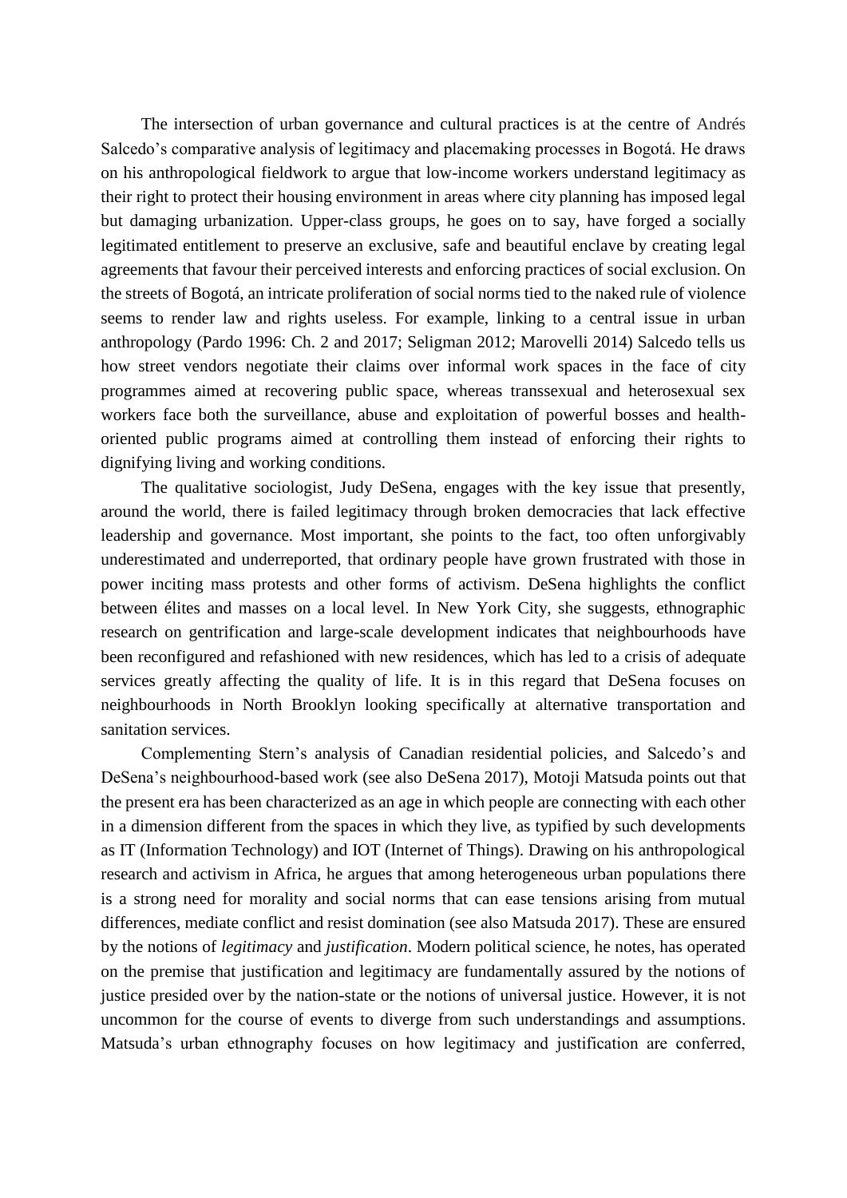The intersection of urban governance and cultural practices is at the centre of Andrés Salcedo's comparative analysis of legitimacy and placemaking processes in Bogotá. He draws on his anthropological fieldwork to argue that low-income workers understand legitimacy as their right to protect their housing environment in areas where city planning has imposed legal but damaging urbanization. Upper-class groups, he goes on to say, have forged a socially legitimated entitlement to preserve an exclusive, safe and beautiful enclave by creating legal agreements that favour their perceived interests and enforcing practices of social exclusion. On the streets of Bogotá, an intricate proliferation of social norms tied to the naked rule of violence seems to render law and rights useless. For example, linking to a central issue in urban anthropology (Pardo 1996: Ch. 2 and 2017; Seligman 2012; Marovelli 2014) Salcedo tells us how street vendors negotiate their claims over informal work spaces in the face of city programmes aimed at recovering public space, whereas transsexual and heterosexual sex workers face both the surveillance, abuse and exploitation of powerful bosses and health-oriented public programs aimed at controlling them instead of enforcing their rights to dignifying living and working conditions.

The qualitative sociologist, Judy DeSena, engages with the key issue that presently, around the world, there is failed legitimacy through broken democracies that lack effective leadership and governance. Most important, she points to the fact, too often unforgivably underestimated and underreported, that ordinary people have grown frustrated with those in power inciting mass protests and other forms of activism. DeSena highlights the conflict between élites and masses on a local level. In New York City, she suggests, ethnographic research on gentrification and large-scale development indicates that neighbourhoods have been reconfigured and refashioned with new residences, which has led to a crisis of adequate services greatly affecting the quality of life. It is in this regard that DeSena focuses on neighbourhoods in North Brooklyn looking specifically at alternative transportation and sanitation services.

Complementing Stern's analysis of Canadian residential policies, and Salcedo's and DeSena's neighbourhood-based work (see also DeSena 2017), Motoji Matsuda points out that the present era has been characterized as an age in which people are connecting with each other in a dimension different from the spaces in which they live, as typified by such developments as IT (Information Technology) and IOT (Internet of Things). Drawing on his anthropological research and activism in Africa, he argues that among heterogeneous urban populations there is a strong need for morality and social norms that can ease tensions arising from mutual differences, mediate conflict and resist domination (see also Matsuda 2017). These are ensured by the notions of *legitimacy* and *justification*. Modern political science, he notes, has operated on the premise that justification and legitimacy are fundamentally assured by the notions of justice presided over by the nation-state or the notions of universal justice. However, it is not uncommon for the course of events to diverge from such understandings and assumptions. Matsuda's urban ethnography focuses on how legitimacy and justification are conferred,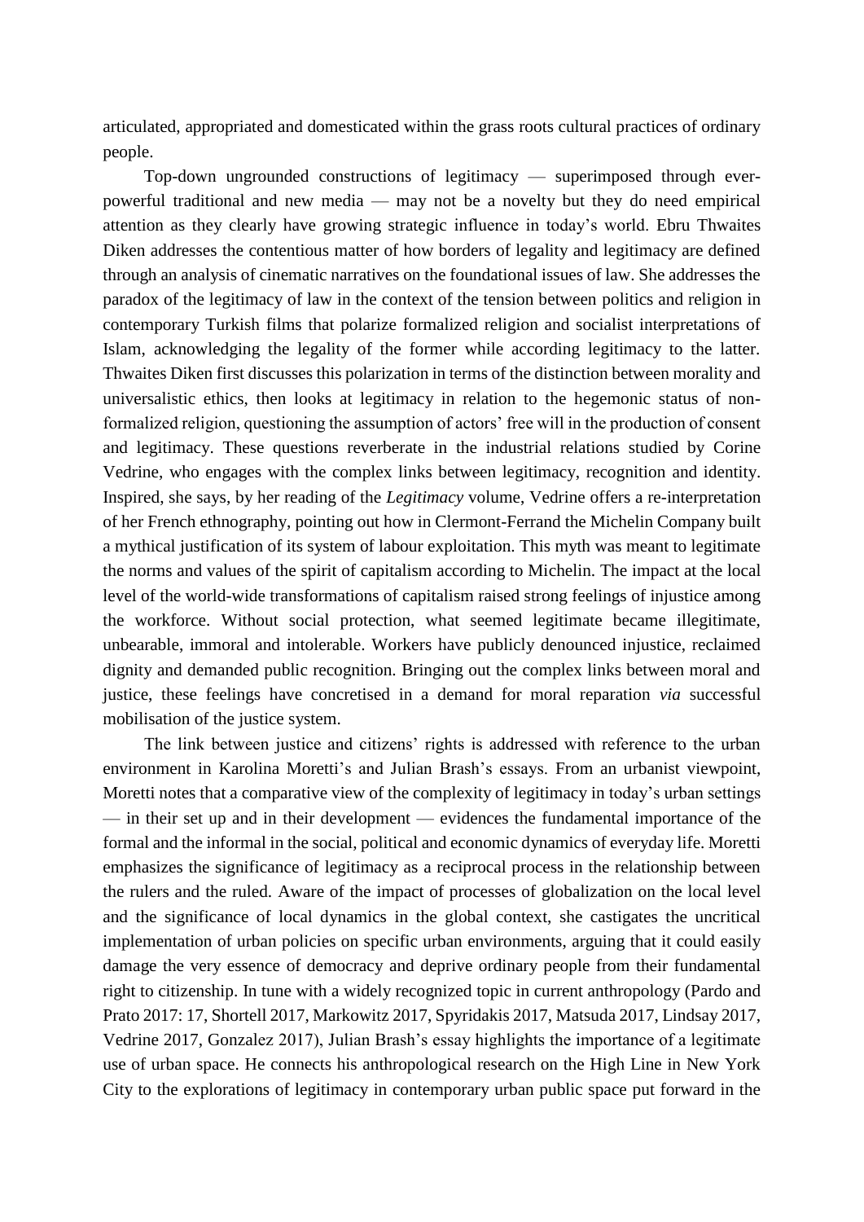articulated, appropriated and domesticated within the grass roots cultural practices of ordinary people.

Top-down ungrounded constructions of legitimacy — superimposed through ever-powerful traditional and new media — may not be a novelty but they do need empirical attention as they clearly have growing strategic influence in today's world. Ebru Thwaites Diken addresses the contentious matter of how borders of legality and legitimacy are defined through an analysis of cinematic narratives on the foundational issues of law. She addresses the paradox of the legitimacy of law in the context of the tension between politics and religion in contemporary Turkish films that polarize formalized religion and socialist interpretations of Islam, acknowledging the legality of the former while according legitimacy to the latter. Thwaites Diken first discusses this polarization in terms of the distinction between morality and universalistic ethics, then looks at legitimacy in relation to the hegemonic status of non-formalized religion, questioning the assumption of actors' free will in the production of consent and legitimacy. These questions reverberate in the industrial relations studied by Corine Vedrine, who engages with the complex links between legitimacy, recognition and identity. Inspired, she says, by her reading of the *Legitimacy* volume, Vedrine offers a re-interpretation of her French ethnography, pointing out how in Clermont-Ferrand the Michelin Company built a mythical justification of its system of labour exploitation. This myth was meant to legitimate the norms and values of the spirit of capitalism according to Michelin. The impact at the local level of the world-wide transformations of capitalism raised strong feelings of injustice among the workforce. Without social protection, what seemed legitimate became illegitimate, unbearable, immoral and intolerable. Workers have publicly denounced injustice, reclaimed dignity and demanded public recognition. Bringing out the complex links between moral and justice, these feelings have concretised in a demand for moral reparation *via* successful mobilisation of the justice system.

The link between justice and citizens' rights is addressed with reference to the urban environment in Karolina Moretti's and Julian Brash's essays. From an urbanist viewpoint, Moretti notes that a comparative view of the complexity of legitimacy in today's urban settings — in their set up and in their development — evidences the fundamental importance of the formal and the informal in the social, political and economic dynamics of everyday life. Moretti emphasizes the significance of legitimacy as a reciprocal process in the relationship between the rulers and the ruled. Aware of the impact of processes of globalization on the local level and the significance of local dynamics in the global context, she castigates the uncritical implementation of urban policies on specific urban environments, arguing that it could easily damage the very essence of democracy and deprive ordinary people from their fundamental right to citizenship. In tune with a widely recognized topic in current anthropology (Pardo and Prato 2017: 17, Shortell 2017, Markowitz 2017, Spyridakis 2017, Matsuda 2017, Lindsay 2017, Vedrine 2017, Gonzalez 2017), Julian Brash's essay highlights the importance of a legitimate use of urban space. He connects his anthropological research on the High Line in New York City to the explorations of legitimacy in contemporary urban public space put forward in the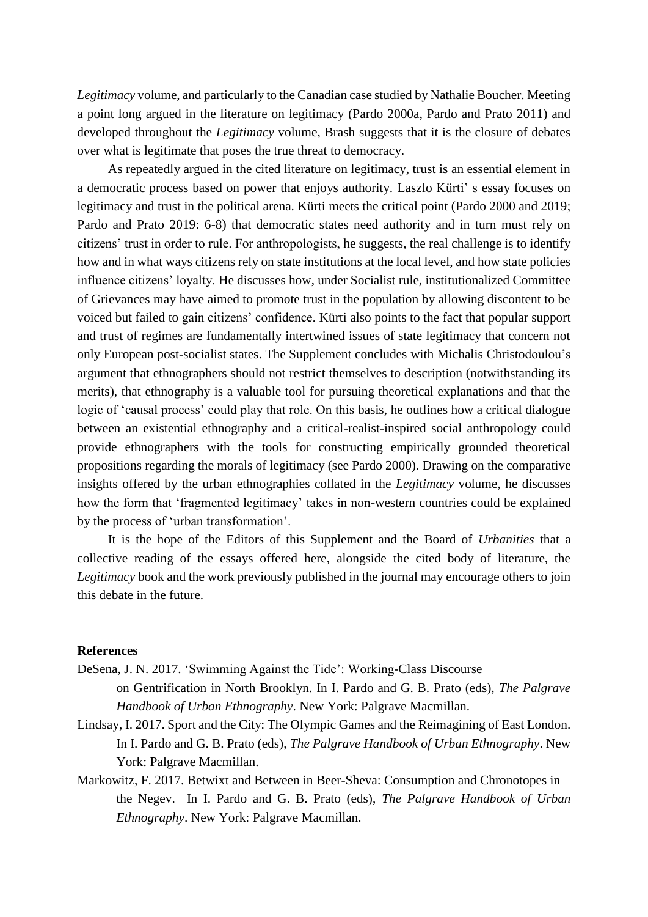*Legitimacy* volume, and particularly to the Canadian case studied by Nathalie Boucher. Meeting a point long argued in the literature on legitimacy (Pardo 2000a, Pardo and Prato 2011) and developed throughout the *Legitimacy* volume, Brash suggests that it is the closure of debates over what is legitimate that poses the true threat to democracy.

As repeatedly argued in the cited literature on legitimacy, trust is an essential element in a democratic process based on power that enjoys authority. Laszlo Kürti' s essay focuses on legitimacy and trust in the political arena. Kürti meets the critical point (Pardo 2000 and 2019; Pardo and Prato 2019: 6-8) that democratic states need authority and in turn must rely on citizens' trust in order to rule. For anthropologists, he suggests, the real challenge is to identify how and in what ways citizens rely on state institutions at the local level, and how state policies influence citizens' loyalty. He discusses how, under Socialist rule, institutionalized Committee of Grievances may have aimed to promote trust in the population by allowing discontent to be voiced but failed to gain citizens' confidence. Kürti also points to the fact that popular support and trust of regimes are fundamentally intertwined issues of state legitimacy that concern not only European post-socialist states. The Supplement concludes with Michalis Christodoulou's argument that ethnographers should not restrict themselves to description (notwithstanding its merits), that ethnography is a valuable tool for pursuing theoretical explanations and that the logic of 'causal process' could play that role. On this basis, he outlines how a critical dialogue between an existential ethnography and a critical-realist-inspired social anthropology could provide ethnographers with the tools for constructing empirically grounded theoretical propositions regarding the morals of legitimacy (see Pardo 2000). Drawing on the comparative insights offered by the urban ethnographies collated in the *Legitimacy* volume, he discusses how the form that 'fragmented legitimacy' takes in non-western countries could be explained by the process of 'urban transformation'.

It is the hope of the Editors of this Supplement and the Board of *Urbanities* that a collective reading of the essays offered here, alongside the cited body of literature, the *Legitimacy* book and the work previously published in the journal may encourage others to join this debate in the future.

**References**

DeSena, J. N. 2017. 'Swimming Against the Tide': Working-Class Discourse on Gentrification in North Brooklyn. In I. Pardo and G. B. Prato (eds), *The Palgrave Handbook of Urban Ethnography*. New York: Palgrave Macmillan.

Lindsay, I. 2017. Sport and the City: The Olympic Games and the Reimagining of East London. In I. Pardo and G. B. Prato (eds), *The Palgrave Handbook of Urban Ethnography*. New York: Palgrave Macmillan.

Markowitz, F. 2017. Betwixt and Between in Beer-Sheva: Consumption and Chronotopes in the Negev. In I. Pardo and G. B. Prato (eds), *The Palgrave Handbook of Urban Ethnography*. New York: Palgrave Macmillan.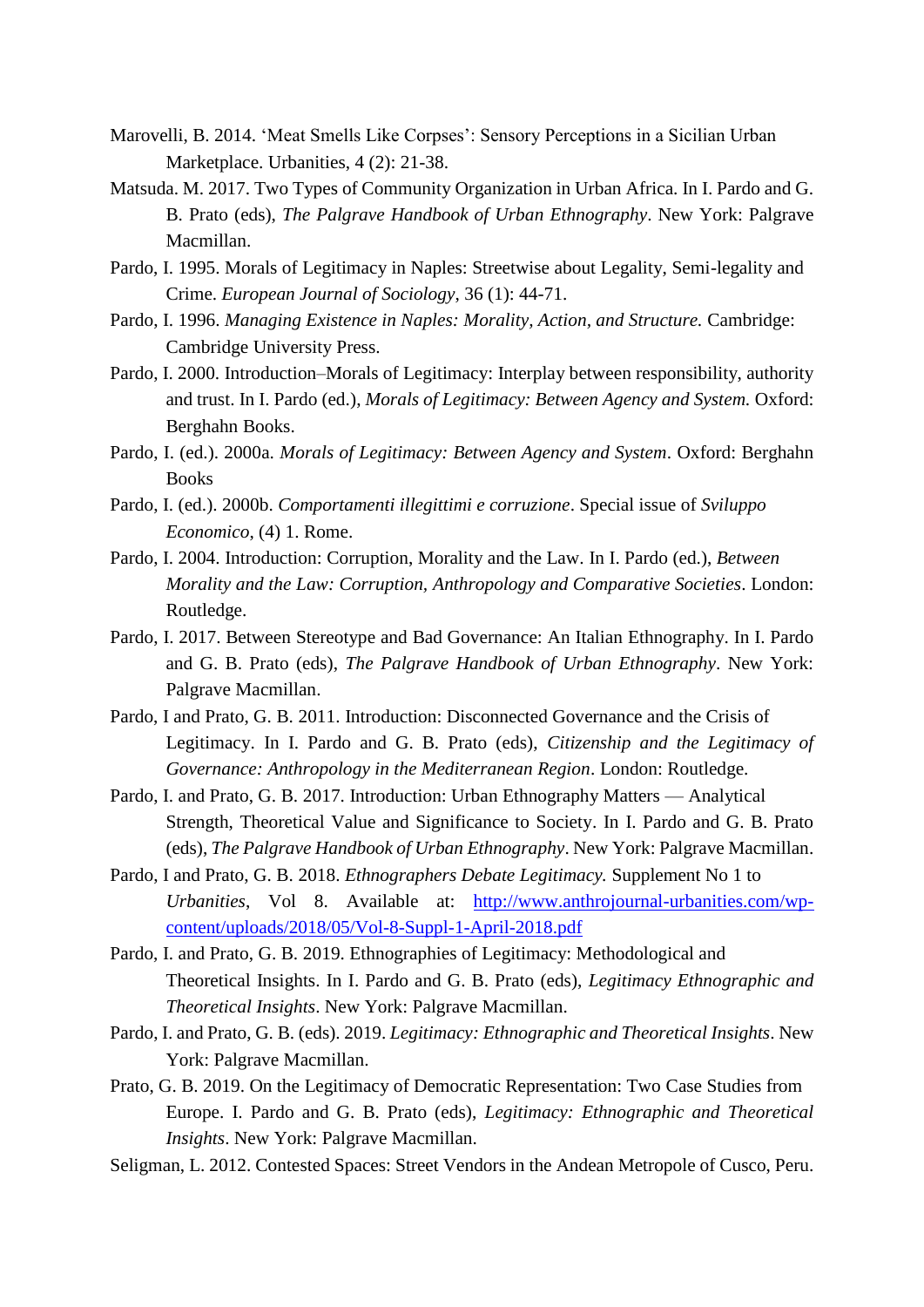Marovelli, B. 2014. 'Meat Smells Like Corpses': Sensory Perceptions in a Sicilian Urban Marketplace. Urbanities, 4 (2): 21-38.

Matsuda. M. 2017. Two Types of Community Organization in Urban Africa. In I. Pardo and G. B. Prato (eds), *The Palgrave Handbook of Urban Ethnography*. New York: Palgrave Macmillan.

Pardo, I. 1995. Morals of Legitimacy in Naples: Streetwise about Legality, Semi-legality and Crime. *European Journal of Sociology*, 36 (1): 44-71.

Pardo, I. 1996. *Managing Existence in Naples: Morality, Action, and Structure.* Cambridge: Cambridge University Press.

Pardo, I. 2000. Introduction–Morals of Legitimacy: Interplay between responsibility, authority and trust. In I. Pardo (ed.), *Morals of Legitimacy: Between Agency and System.* Oxford: Berghahn Books.

Pardo, I. (ed.). 2000a. *Morals of Legitimacy: Between Agency and System*. Oxford: Berghahn Books

Pardo, I. (ed.). 2000b. *Comportamenti illegittimi e corruzione*. Special issue of *Sviluppo Economico*, (4) 1. Rome.

Pardo, I. 2004. Introduction: Corruption, Morality and the Law. In I. Pardo (ed.), *Between Morality and the Law: Corruption, Anthropology and Comparative Societies*. London: Routledge.

Pardo, I. 2017. Between Stereotype and Bad Governance: An Italian Ethnography. In I. Pardo and G. B. Prato (eds), *The Palgrave Handbook of Urban Ethnography*. New York: Palgrave Macmillan.

Pardo, I and Prato, G. B. 2011. Introduction: Disconnected Governance and the Crisis of Legitimacy. In I. Pardo and G. B. Prato (eds), *Citizenship and the Legitimacy of Governance: Anthropology in the Mediterranean Region*. London: Routledge.

Pardo, I. and Prato, G. B. 2017. Introduction: Urban Ethnography Matters — Analytical Strength, Theoretical Value and Significance to Society. In I. Pardo and G. B. Prato (eds), *The Palgrave Handbook of Urban Ethnography*. New York: Palgrave Macmillan.

Pardo, I and Prato, G. B. 2018. *Ethnographers Debate Legitimacy.* Supplement No 1 to *Urbanities*, Vol 8. Available at: http://www.anthrojournal-urbanities.com/wp-content/uploads/2018/05/Vol-8-Suppl-1-April-2018.pdf

Pardo, I. and Prato, G. B. 2019. Ethnographies of Legitimacy: Methodological and Theoretical Insights. In I. Pardo and G. B. Prato (eds), *Legitimacy Ethnographic and Theoretical Insights*. New York: Palgrave Macmillan.

Pardo, I. and Prato, G. B. (eds). 2019. *Legitimacy: Ethnographic and Theoretical Insights*. New York: Palgrave Macmillan.

Prato, G. B. 2019. On the Legitimacy of Democratic Representation: Two Case Studies from Europe. I. Pardo and G. B. Prato (eds), *Legitimacy: Ethnographic and Theoretical Insights*. New York: Palgrave Macmillan.

Seligman, L. 2012. Contested Spaces: Street Vendors in the Andean Metropole of Cusco, Peru.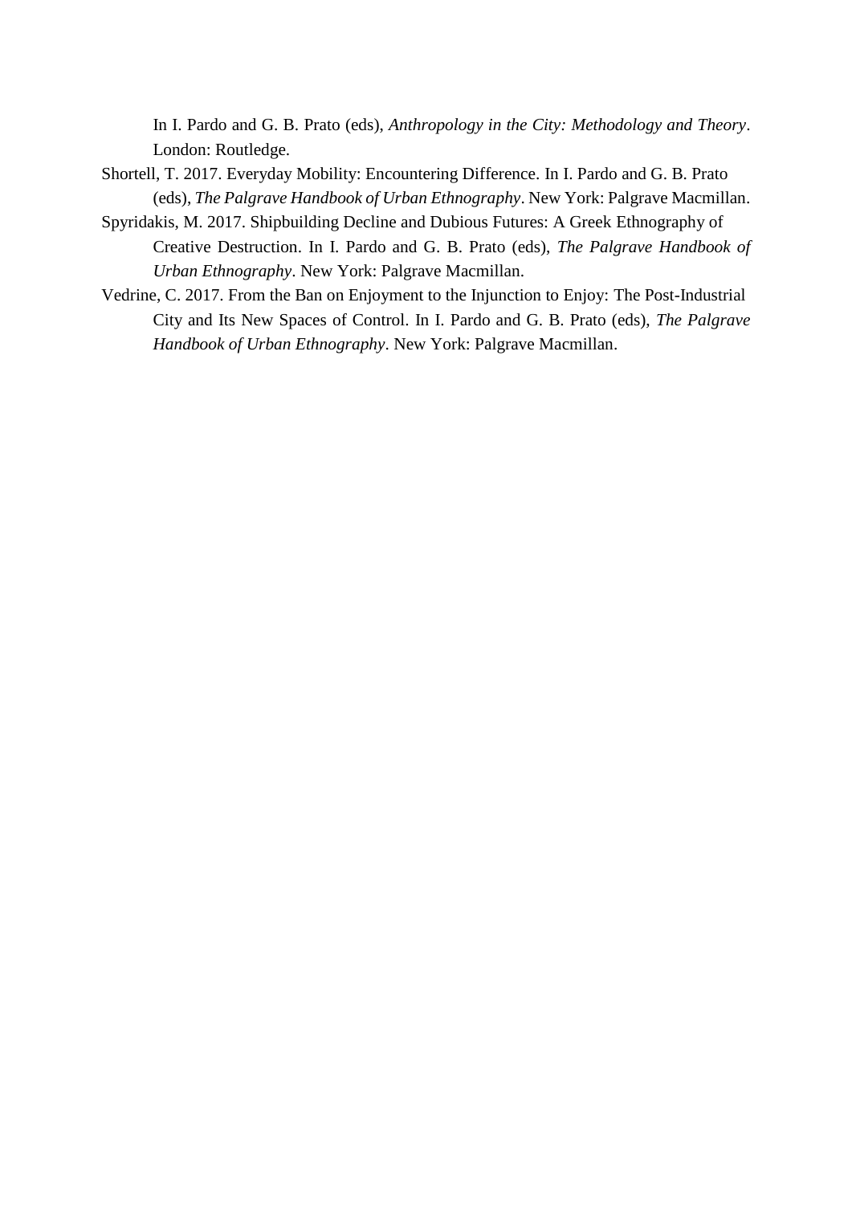In I. Pardo and G. B. Prato (eds), *Anthropology in the City: Methodology and Theory*. London: Routledge.

Shortell, T. 2017. Everyday Mobility: Encountering Difference. In I. Pardo and G. B. Prato (eds), *The Palgrave Handbook of Urban Ethnography*. New York: Palgrave Macmillan.

Spyridakis, M. 2017. Shipbuilding Decline and Dubious Futures: A Greek Ethnography of Creative Destruction. In I. Pardo and G. B. Prato (eds), *The Palgrave Handbook of Urban Ethnography*. New York: Palgrave Macmillan.

Vedrine, C. 2017. From the Ban on Enjoyment to the Injunction to Enjoy: The Post-Industrial City and Its New Spaces of Control. In I. Pardo and G. B. Prato (eds), *The Palgrave Handbook of Urban Ethnography*. New York: Palgrave Macmillan.